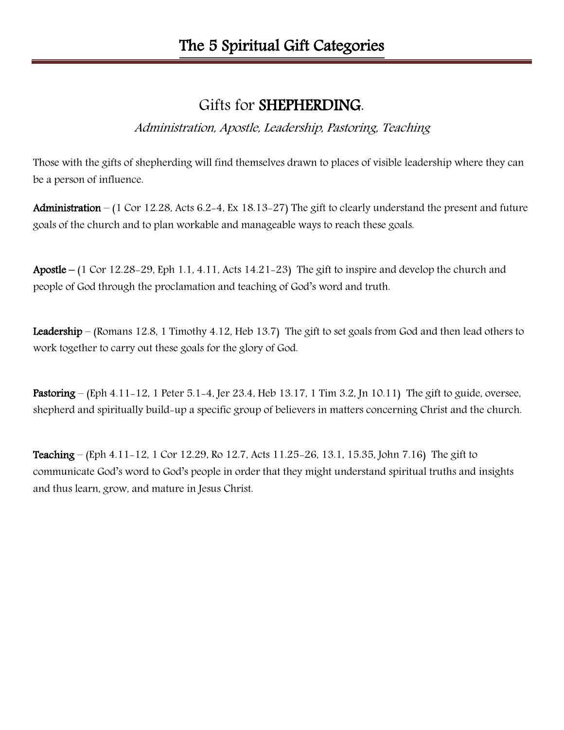# The 5 Spiritual Gift Categories

## Gifts for **SHEPHERDING**.

*Administration, Apostle, Leadership, Pastoring, Teaching*

Those with the gifts of shepherding will find themselves drawn to places of visible leadership where they can be a person of influence.

**Administration** – (1 Cor 12.28, Acts 6.2-4, Ex 18.13-27) The gift to clearly understand the present and future goals of the church and to plan workable and manageable ways to reach these goals.

**Apostle** – (1 Cor 12.28-29, Eph 1.1, 4.11, Acts 14.21-23) The gift to inspire and develop the church and people of God through the proclamation and teaching of God's word and truth.

**Leadership** – (Romans 12.8, 1 Timothy 4.12, Heb 13.7) The gift to set goals from God and then lead others to work together to carry out these goals for the glory of God.

**Pastoring** – (Eph 4.11-12, 1 Peter 5.1-4, Jer 23.4, Heb 13.17, 1 Tim 3.2, Jn 10.11) The gift to guide, oversee, shepherd and spiritually build-up a specific group of believers in matters concerning Christ and the church.

**Teaching** – (Eph 4.11-12, 1 Cor 12.29, Ro 12.7, Acts 11.25-26, 13.1, 15.35, John 7.16) The gift to communicate God's word to God's people in order that they might understand spiritual truths and insights and thus learn, grow, and mature in Jesus Christ.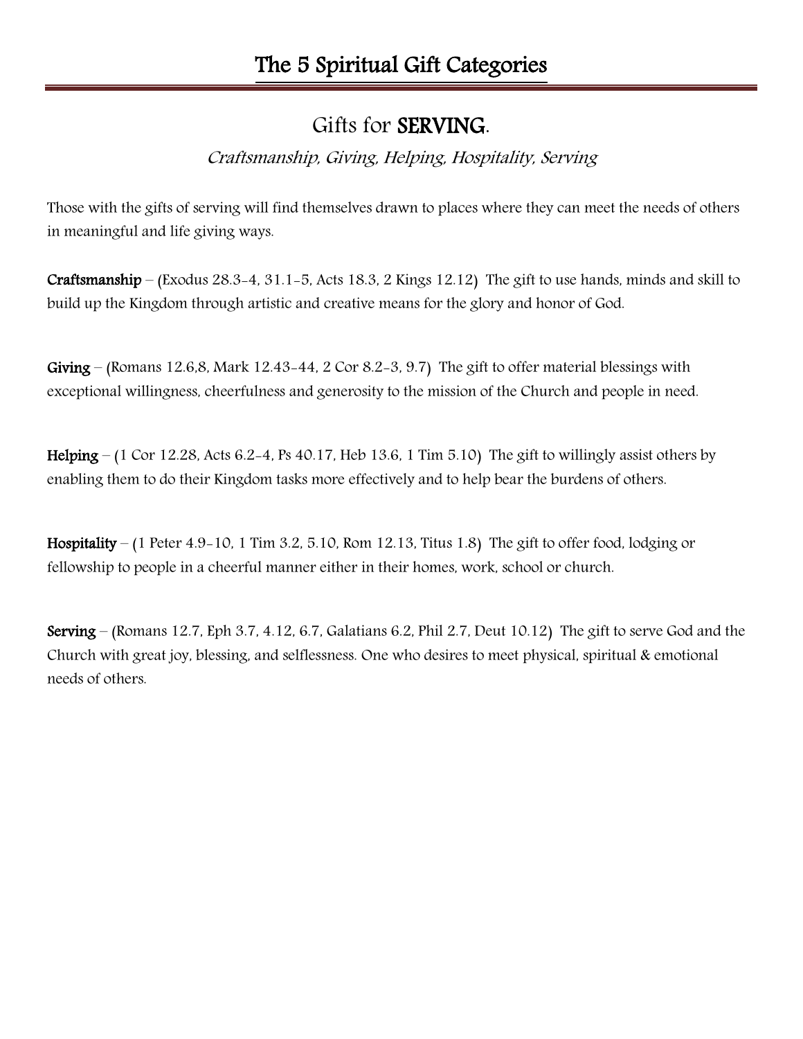# The 5 Spiritual Gift Categories

## Gifts for **SERVING**.

*Craftsmanship, Giving, Helping, Hospitality, Serving*

Those with the gifts of serving will find themselves drawn to places where they can meet the needs of others in meaningful and life giving ways.

**Craftsmanship** – (Exodus 28.3-4, 31.1-5, Acts 18.3, 2 Kings 12.12) The gift to use hands, minds and skill to build up the Kingdom through artistic and creative means for the glory and honor of God.

**Giving** – (Romans 12.6,8, Mark 12.43-44, 2 Cor 8.2-3, 9.7) The gift to offer material blessings with exceptional willingness, cheerfulness and generosity to the mission of the Church and people in need.

**Helping** – (1 Cor 12.28, Acts 6.2-4, Ps 40.17, Heb 13.6, 1 Tim 5.10) The gift to willingly assist others by enabling them to do their Kingdom tasks more effectively and to help bear the burdens of others.

**Hospitality** – (1 Peter 4.9-10, 1 Tim 3.2, 5.10, Rom 12.13, Titus 1.8) The gift to offer food, lodging or fellowship to people in a cheerful manner either in their homes, work, school or church.

**Serving** – (Romans 12.7, Eph 3.7, 4.12, 6.7, Galatians 6.2, Phil 2.7, Deut 10.12) The gift to serve God and the Church with great joy, blessing, and selflessness. One who desires to meet physical, spiritual & emotional needs of others.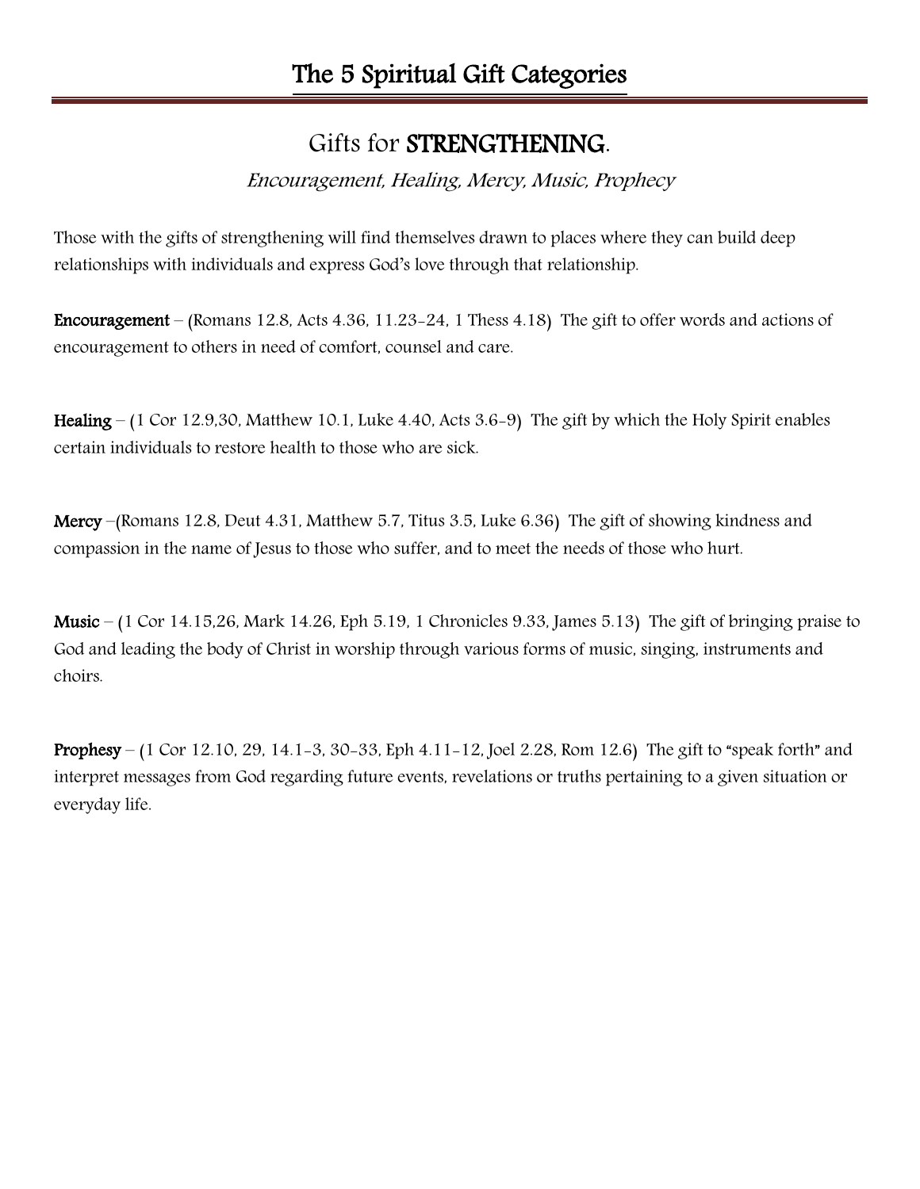# The 5 Spiritual Gift Categories

## Gifts for **STRENGTHENING**.

*Encouragement, Healing, Mercy, Music, Prophecy*

Those with the gifts of strengthening will find themselves drawn to places where they can build deep relationships with individuals and express God's love through that relationship.

**Encouragement** – (Romans 12.8, Acts 4.36, 11.23-24, 1 Thess 4.18) The gift to offer words and actions of encouragement to others in need of comfort, counsel and care.

**Healing** – (1 Cor 12.9,30, Matthew 10.1, Luke 4.40, Acts 3.6-9) The gift by which the Holy Spirit enables certain individuals to restore health to those who are sick.

**Mercy** –(Romans 12.8, Deut 4.31, Matthew 5.7, Titus 3.5, Luke 6.36) The gift of showing kindness and compassion in the name of Jesus to those who suffer, and to meet the needs of those who hurt.

**Music** – (1 Cor 14.15,26, Mark 14.26, Eph 5.19, 1 Chronicles 9.33, James 5.13) The gift of bringing praise to God and leading the body of Christ in worship through various forms of music, singing, instruments and choirs.

**Prophesy** – (1 Cor 12.10, 29, 14.1-3, 30-33, Eph 4.11-12, Joel 2.28, Rom 12.6) The gift to "speak forth" and interpret messages from God regarding future events, revelations or truths pertaining to a given situation or everyday life.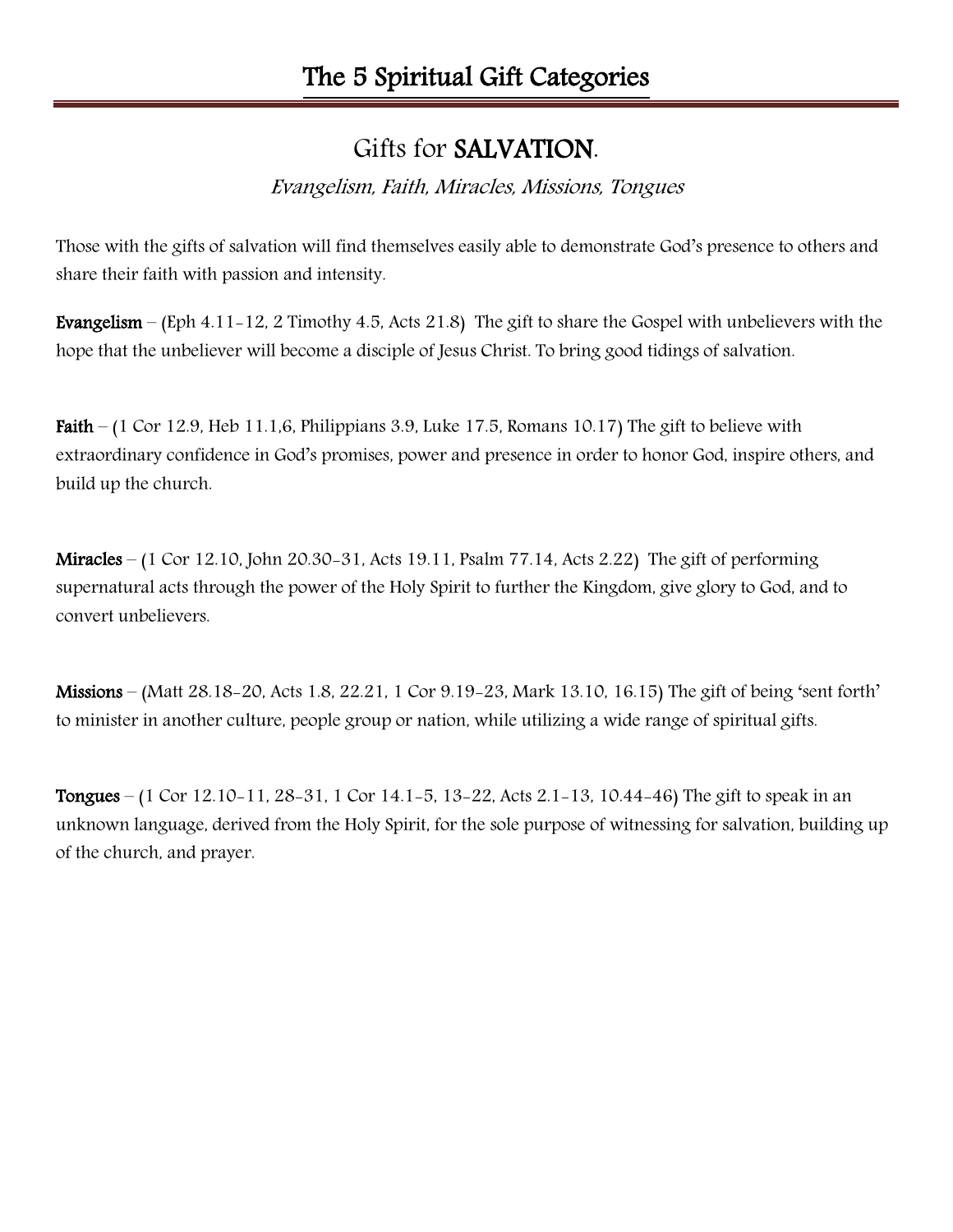# The 5 Spiritual Gift Categories

## Gifts for **SALVATION**.

*Evangelism, Faith, Miracles, Missions, Tongues*

Those with the gifts of salvation will find themselves easily able to demonstrate God's presence to others and share their faith with passion and intensity.

**Evangelism** – (Eph 4.11-12, 2 Timothy 4.5, Acts 21.8) The gift to share the Gospel with unbelievers with the hope that the unbeliever will become a disciple of Jesus Christ. To bring good tidings of salvation.

**Faith** – (1 Cor 12.9, Heb 11.1,6, Philippians 3.9, Luke 17.5, Romans 10.17) The gift to believe with extraordinary confidence in God's promises, power and presence in order to honor God, inspire others, and build up the church.

**Miracles** – (1 Cor 12.10, John 20.30-31, Acts 19.11, Psalm 77.14, Acts 2.22) The gift of performing supernatural acts through the power of the Holy Spirit to further the Kingdom, give glory to God, and to convert unbelievers.

**Missions** – (Matt 28.18-20, Acts 1.8, 22.21, 1 Cor 9.19-23, Mark 13.10, 16.15) The gift of being 'sent forth' to minister in another culture, people group or nation, while utilizing a wide range of spiritual gifts.

**Tongues** – (1 Cor 12.10-11, 28-31, 1 Cor 14.1-5, 13-22, Acts 2.1-13, 10.44-46) The gift to speak in an unknown language, derived from the Holy Spirit, for the sole purpose of witnessing for salvation, building up of the church, and prayer.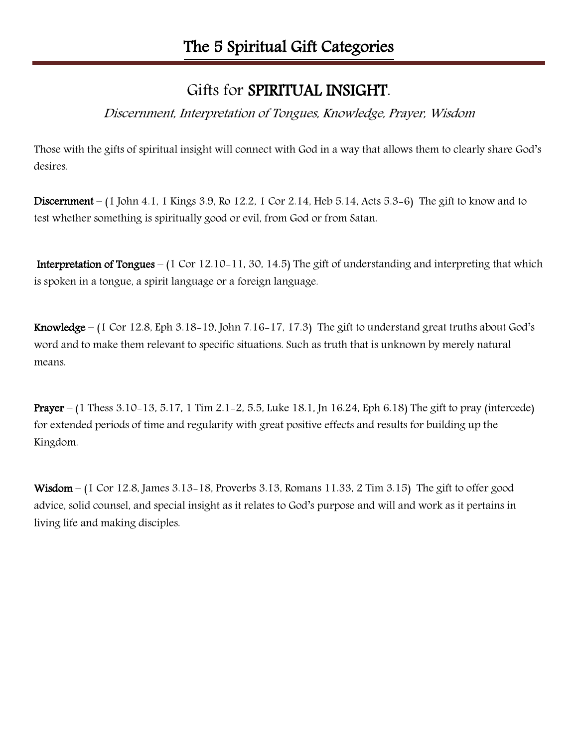# The 5 Spiritual Gift Categories

## Gifts for **SPIRITUAL INSIGHT**.

*Discernment, Interpretation of Tongues, Knowledge, Prayer, Wisdom*

Those with the gifts of spiritual insight will connect with God in a way that allows them to clearly share God's desires.

**Discernment** – (1 John 4.1, 1 Kings 3.9, Ro 12.2, 1 Cor 2.14, Heb 5.14, Acts 5.3-6) The gift to know and to test whether something is spiritually good or evil, from God or from Satan.

**Interpretation of Tongues** – (1 Cor 12.10-11, 30, 14.5) The gift of understanding and interpreting that which is spoken in a tongue, a spirit language or a foreign language.

**Knowledge** – (1 Cor 12.8, Eph 3.18-19, John 7.16-17, 17.3) The gift to understand great truths about God's word and to make them relevant to specific situations. Such as truth that is unknown by merely natural means.

**Prayer** – (1 Thess 3.10-13, 5.17, 1 Tim 2.1-2, 5.5, Luke 18.1, Jn 16.24, Eph 6.18) The gift to pray (intercede) for extended periods of time and regularity with great positive effects and results for building up the Kingdom.

**Wisdom** – (1 Cor 12.8, James 3.13-18, Proverbs 3.13, Romans 11.33, 2 Tim 3.15) The gift to offer good advice, solid counsel, and special insight as it relates to God's purpose and will and work as it pertains in living life and making disciples.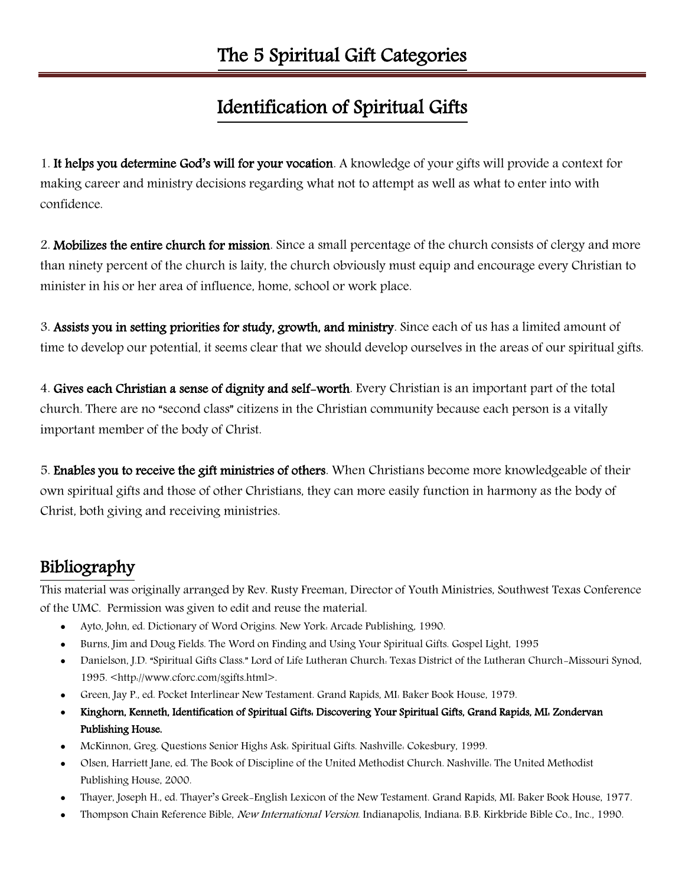# The 5 Spiritual Gift Categories

## Identification of Spiritual Gifts

1. **It helps you determine God's will for your vocation**. A knowledge of your gifts will provide a context for making career and ministry decisions regarding what not to attempt as well as what to enter into with confidence.

2. **Mobilizes the entire church for mission**. Since a small percentage of the church consists of clergy and more than ninety percent of the church is laity, the church obviously must equip and encourage every Christian to minister in his or her area of influence, home, school or work place.

3. **Assists you in setting priorities for study, growth, and ministry**. Since each of us has a limited amount of time to develop our potential, it seems clear that we should develop ourselves in the areas of our spiritual gifts.

4. **Gives each Christian a sense of dignity and self-worth**. Every Christian is an important part of the total church. There are no "second class" citizens in the Christian community because each person is a vitally important member of the body of Christ.

5. **Enables you to receive the gift ministries of others**. When Christians become more knowledgeable of their own spiritual gifts and those of other Christians, they can more easily function in harmony as the body of Christ, both giving and receiving ministries.

## Bibliography

This material was originally arranged by Rev. Rusty Freeman, Director of Youth Ministries, Southwest Texas Conference of the UMC. Permission was given to edit and reuse the material.

- Ayto, John, ed. Dictionary of Word Origins. New York: Arcade Publishing, 1990.
- Burns, Jim and Doug Fields. The Word on Finding and Using Your Spiritual Gifts. Gospel Light, 1995
- Danielson, J.D. "Spiritual Gifts Class." Lord of Life Lutheran Church: Texas District of the Lutheran Church-Missouri Synod, 1995. <http://www.cforc.com/sgifts.html>.
- Green, Jay P., ed. Pocket Interlinear New Testament. Grand Rapids, MI: Baker Book House, 1979.
- **Kinghorn, Kenneth, Identification of Spiritual Gifts: Discovering Your Spiritual Gifts, Grand Rapids, MI: Zondervan Publishing House.**
- McKinnon, Greg. Questions Senior Highs Ask: Spiritual Gifts. Nashville: Cokesbury, 1999.
- Olsen, Harriett Jane, ed. The Book of Discipline of the United Methodist Church. Nashville: The United Methodist Publishing House, 2000.
- Thayer, Joseph H., ed. Thayer's Greek-English Lexicon of the New Testament. Grand Rapids, MI: Baker Book House, 1977.
- Thompson Chain Reference Bible, *New International Version*. Indianapolis, Indiana: B.B. Kirkbride Bible Co., Inc., 1990.